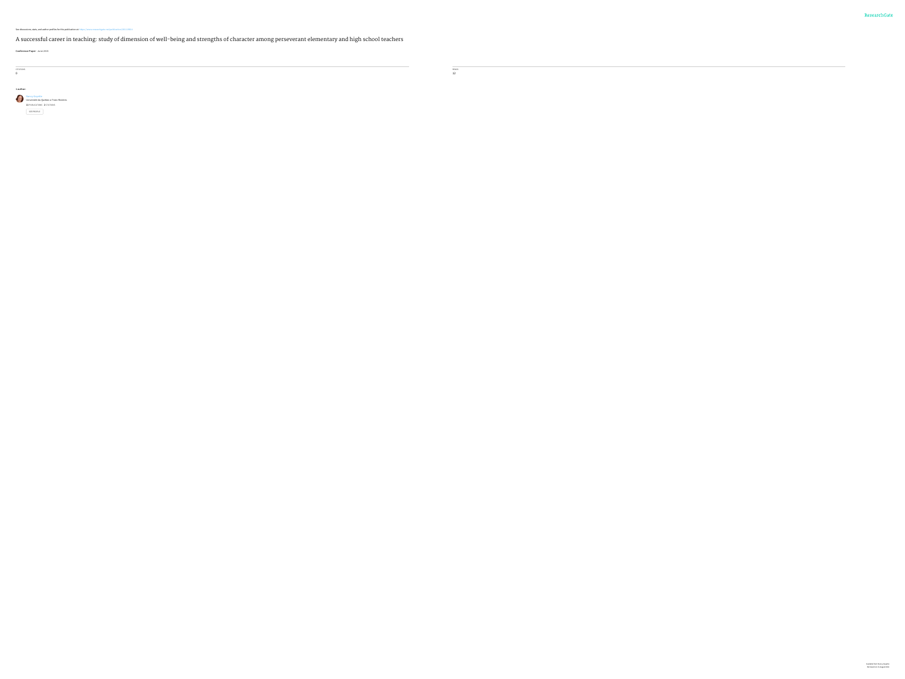See discussions, stats, and author profiles for this publication at: https://www.researchgate.net/publication/281173811

# A successful career in teaching: study of dimension of well-being and strengths of character among perseverant elementary and high school teachers

**Conference Paper** · June 2015

CITATIONS
0

READS
12

**1 author:**

Nancy Goyette
Université du Québec à Trois-Rivières
11 PUBLICATIONS 2 CITATIONS

SEE PROFILE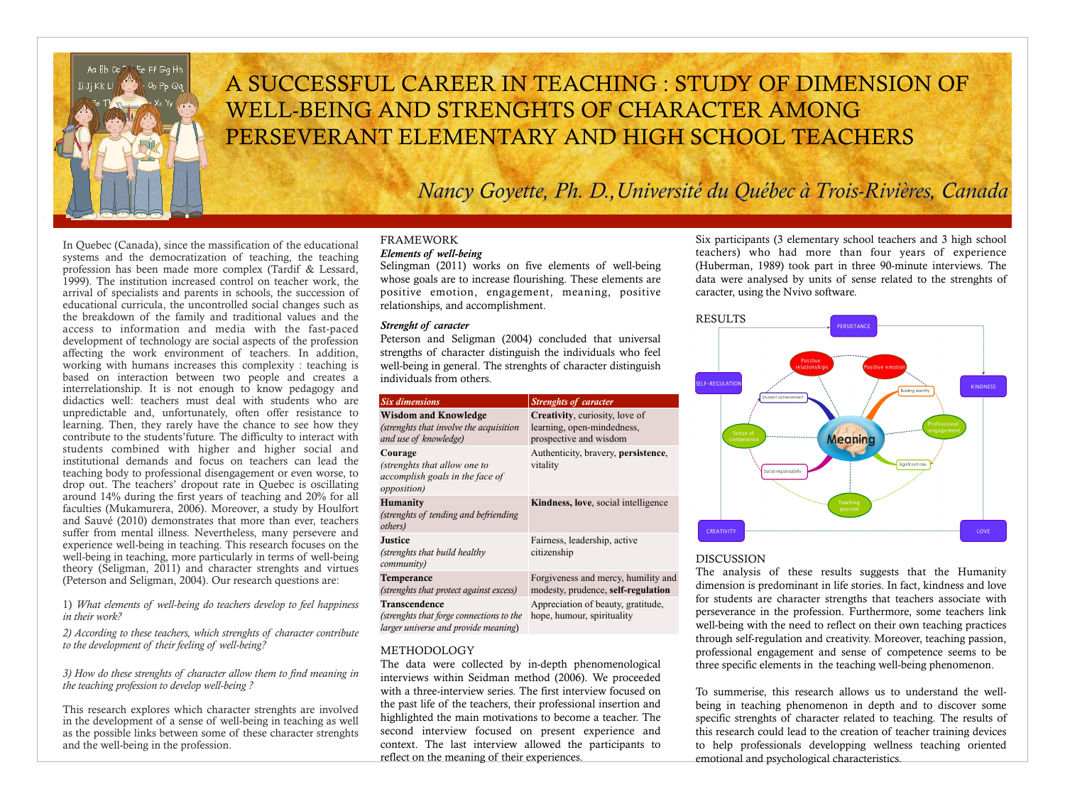# A SUCCESSFUL CAREER IN TEACHING : STUDY OF DIMENSION OF WELL-BEING AND STRENGHTS OF CHARACTER AMONG PERSEVERANT ELEMENTARY AND HIGH SCHOOL TEACHERS

*Nancy Goyette, Ph. D., Université du Québec à Trois-Rivières, Canada*

In Quebec (Canada), since the massification of the educational systems and the democratization of teaching, the teaching profession has been made more complex (Tardif & Lessard, 1999). The institution increased control on teacher work, the arrival of specialists and parents in schools, the succession of educational curricula, the uncontrolled social changes such as the breakdown of the family and traditional values and the access to information and media with the fast-paced development of technology are social aspects of the profession affecting the work environment of teachers. In addition, working with humans increases this complexity : teaching is based on interaction between two people and creates a interrelationship. It is not enough to know pedagogy and didactics well: teachers must deal with students who are unpredictable and, unfortunately, often offer resistance to learning. Then, they rarely have the chance to see how they contribute to the students'future. The difficulty to interact with students combined with higher and higher social and institutional demands and focus on teachers can lead the teaching body to professional disengagement or even worse, to drop out. The teachers' dropout rate in Quebec is oscillating around 14% during the first years of teaching and 20% for all faculties (Mukamurera, 2006). Moreover, a study by Houlfort and Sauvé (2010) demonstrates that more than ever, teachers suffer from mental illness. Nevertheless, many persevere and experience well-being in teaching. This research focuses on the well-being in teaching, more particularly in terms of well-being theory (Seligman, 2011) and character strenghts and virtues (Peterson and Seligman, 2004). Our research questions are:

1) *What elements of well-being do teachers develop to feel happiness in their work?*

*2) According to these teachers, which strenghts of character contribute to the development of their feeling of well-being?*

*3) How do these strenghts of character allow them to find meaning in the teaching profession to develop well-being ?*

This research explores which character strenghts are involved in the development of a sense of well-being in teaching as well as the possible links between some of these character strenghts and the well-being in the profession.

## FRAMEWORK

### *Elements of well-being*

Selingman (2011) works on five elements of well-being whose goals are to increase flourishing. These elements are positive emotion, engagement, meaning, positive relationships, and accomplishment.

### *Strenght of caracter*

Peterson and Seligman (2004) concluded that universal strengths of character distinguish the individuals who feel well-being in general. The strenghts of character distinguish individuals from others.

| *Six dimensions* | *Strenghts of caracter* |
|---|---|
| **Wisdom and Knowledge** *(strenghts that involve the acquisition and use of knowledge)* | **Creativity**, curiosity, love of learning, open-mindedness, prospective and wisdom |
| **Courage** *(strenghts that allow one to accomplish goals in the face of opposition)* | Authenticity, bravery, **persistence**, vitality |
| **Humanity** *(strenghts of tending and befriending others)* | **Kindness, love**, social intelligence |
| **Justice** *(strenghts that build healthy community)* | Fairness, leadership, active citizenship |
| **Temperance** *(strenghts that protect against excess)* | Forgiveness and mercy, humility and modesty, prudence, **self-regulation** |
| **Transcendence** *(strenghts that forge connections to the larger universe and provide meaning)* | Appreciation of beauty, gratitude, hope, humour, spirituality |

## METHODOLOGY

The data were collected by in-depth phenomenological interviews within Seidman method (2006). We proceeded with a three-interview series. The first interview focused on the past life of the teachers, their professional insertion and highlighted the main motivations to become a teacher. The second interview focused on present experience and context. The last interview allowed the participants to reflect on the meaning of their experiences.

Six participants (3 elementary school teachers and 3 high school teachers) who had more than four years of experience (Huberman, 1989) took part in three 90-minute interviews. The data were analysed by units of sense related to the strenghts of caracter, using the Nvivo software.

## RESULTS

PERSISTANCE
SELF-REGULATION
KINDNESS
CREATIVITY
LOVE
Positive relationships
Positive emotion
Student achievement
Bulding identity
Sense of competence
Meaning
Professional engagement
Social responsability
Significant role
Teaching passion

## DISCUSSION

The analysis of these results suggests that the Humanity dimension is predominant in life stories. In fact, kindness and love for students are character strengths that teachers associate with perseverance in the profession. Furthermore, some teachers link well-being with the need to reflect on their own teaching practices through self-regulation and creativity. Moreover, teaching passion, professional engagement and sense of competence seems to be three specific elements in the teaching well-being phenomenon.

To summerise, this research allows us to understand the well-being in teaching phenomenon in depth and to discover some specific strengths of character related to teaching. The results of this research could lead to the creation of teacher training devices to help professionals developping wellness teaching oriented emotional and psychological characteristics.